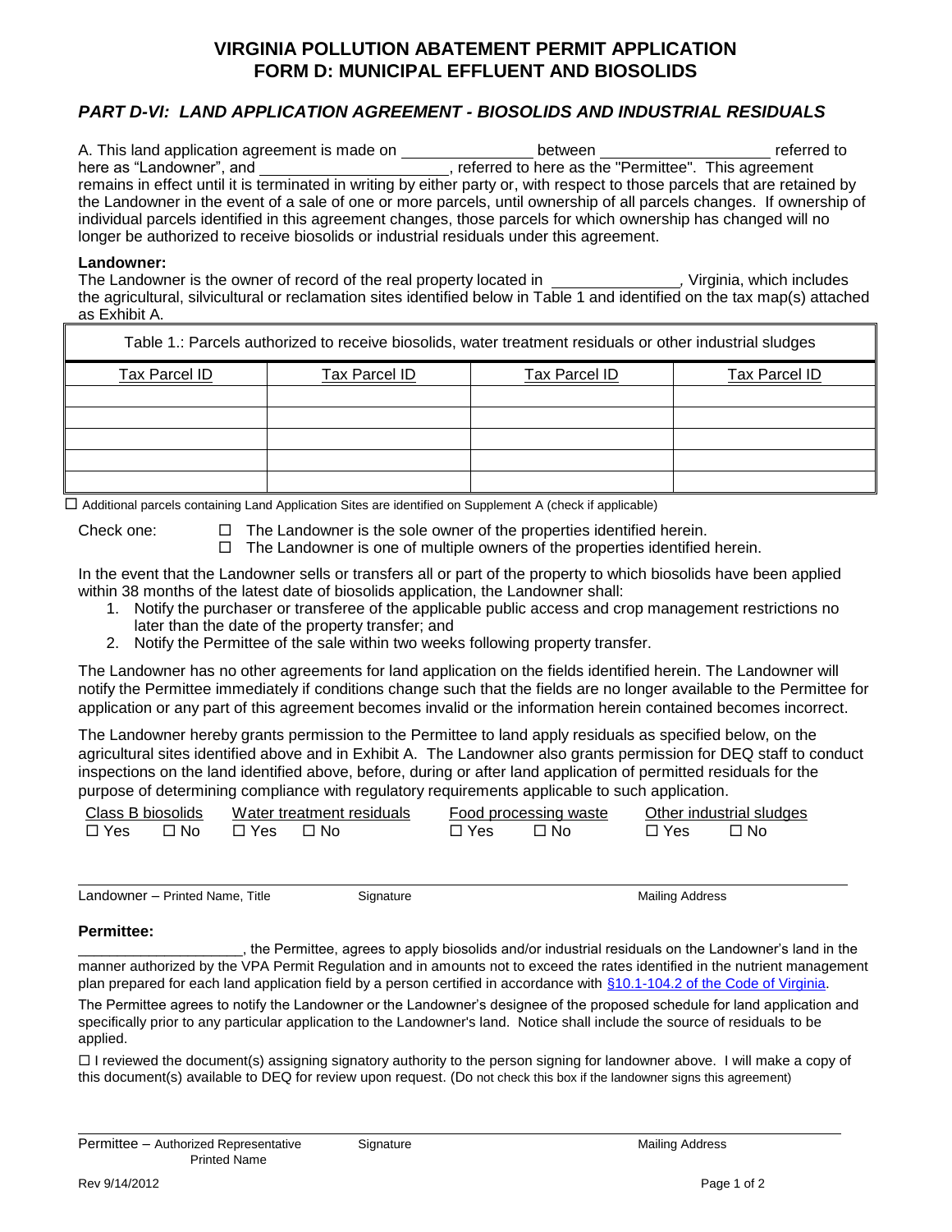# VIRGINIA POLLUTION ABATEMENT PERMIT APPLICATION
# FORM D: MUNICIPAL EFFLUENT AND BIOSOLIDS

## *PART D-VI: LAND APPLICATION AGREEMENT - BIOSOLIDS AND INDUSTRIAL RESIDUALS*

A. This land application agreement is made on ______________ between __________________ referred to here as "Landowner", and ____________________, referred to here as the "Permittee". This agreement remains in effect until it is terminated in writing by either party or, with respect to those parcels that are retained by the Landowner in the event of a sale of one or more parcels, until ownership of all parcels changes. If ownership of individual parcels identified in this agreement changes, those parcels for which ownership has changed will no longer be authorized to receive biosolids or industrial residuals under this agreement.

**Landowner:**

The Landowner is the owner of record of the real property located in ______________, Virginia, which includes the agricultural, silvicultural or reclamation sites identified below in Table 1 and identified on the tax map(s) attached as Exhibit A.

| Table 1.: Parcels authorized to receive biosolids, water treatment residuals or other industrial sludges | | | |
|---|---|---|---|
| Tax Parcel ID | Tax Parcel ID | Tax Parcel ID | Tax Parcel ID |
| | | | |
| | | | |
| | | | |
| | | | |
| | | | |

☐ Additional parcels containing Land Application Sites are identified on Supplement A (check if applicable)

Check one:
- ☐ The Landowner is the sole owner of the properties identified herein.
- ☐ The Landowner is one of multiple owners of the properties identified herein.

In the event that the Landowner sells or transfers all or part of the property to which biosolids have been applied within 38 months of the latest date of biosolids application, the Landowner shall:

1. Notify the purchaser or transferee of the applicable public access and crop management restrictions no later than the date of the property transfer; and
2. Notify the Permittee of the sale within two weeks following property transfer.

The Landowner has no other agreements for land application on the fields identified herein. The Landowner will notify the Permittee immediately if conditions change such that the fields are no longer available to the Permittee for application or any part of this agreement becomes invalid or the information herein contained becomes incorrect.

The Landowner hereby grants permission to the Permittee to land apply residuals as specified below, on the agricultural sites identified above and in Exhibit A. The Landowner also grants permission for DEQ staff to conduct inspections on the land identified above, before, during or after land application of permitted residuals for the purpose of determining compliance with regulatory requirements applicable to such application.

| Class B biosolids | Water treatment residuals | Food processing waste | Other industrial sludges |
|---|---|---|---|
| ☐ Yes ☐ No | ☐ Yes ☐ No | ☐ Yes ☐ No | ☐ Yes ☐ No |

_______________________________________________________________

Landowner – Printed Name, Title          Signature          Mailing Address

**Permittee:**

____________________, the Permittee, agrees to apply biosolids and/or industrial residuals on the Landowner's land in the manner authorized by the VPA Permit Regulation and in amounts not to exceed the rates identified in the nutrient management plan prepared for each land application field by a person certified in accordance with §10.1-104.2 of the Code of Virginia.

The Permittee agrees to notify the Landowner or the Landowner's designee of the proposed schedule for land application and specifically prior to any particular application to the Landowner's land. Notice shall include the source of residuals to be applied.

☐ I reviewed the document(s) assigning signatory authority to the person signing for landowner above. I will make a copy of this document(s) available to DEQ for review upon request. (Do not check this box if the landowner signs this agreement)

_______________________________________________________________

Permittee – Authorized Representative Printed Name          Signature          Mailing Address

Rev 9/14/2012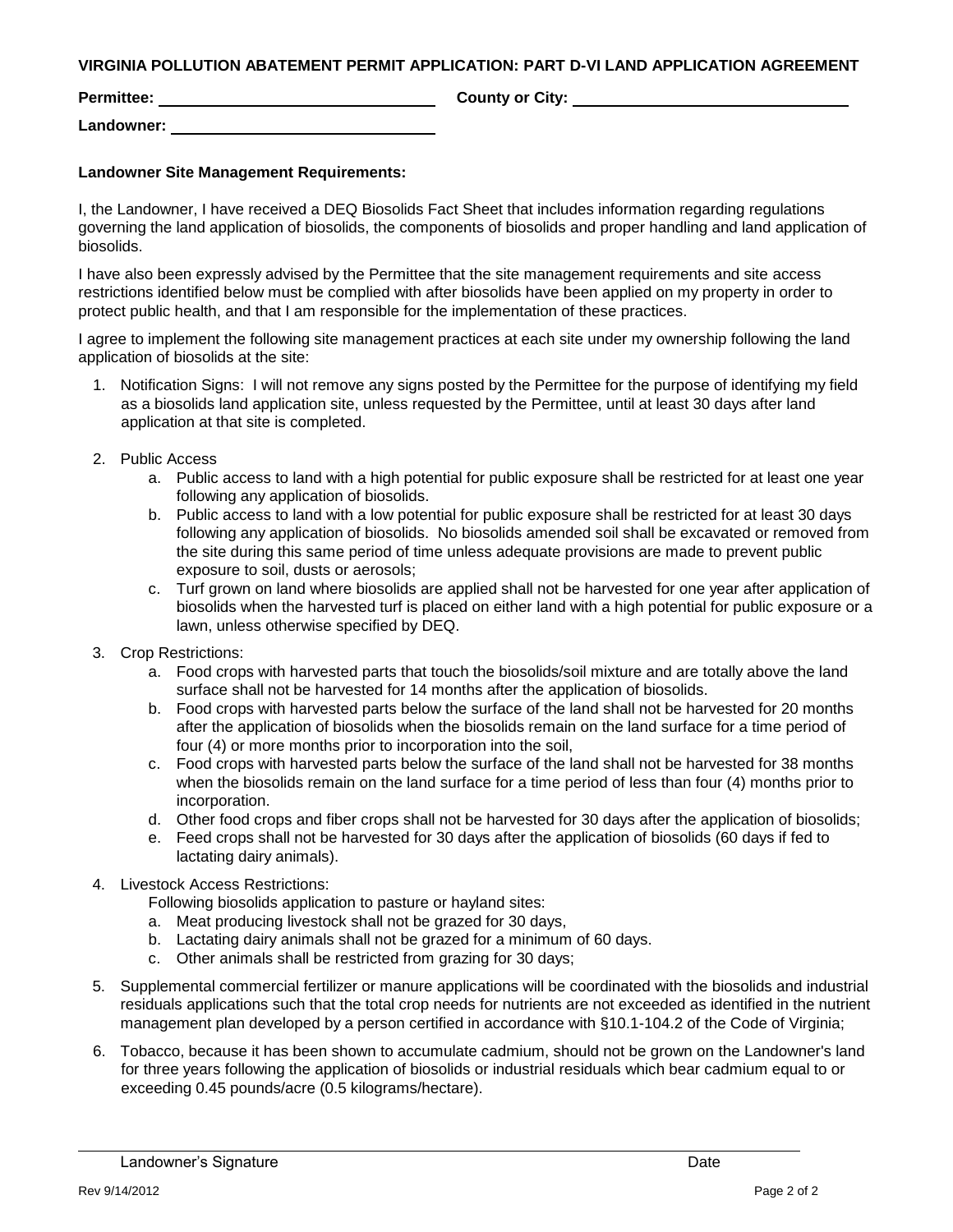## VIRGINIA POLLUTION ABATEMENT PERMIT APPLICATION: PART D-VI LAND APPLICATION AGREEMENT

**Permittee:** ______________________________ **County or City:** ______________________________

**Landowner:** ______________________________

**Landowner Site Management Requirements:**

I, the Landowner, I have received a DEQ Biosolids Fact Sheet that includes information regarding regulations governing the land application of biosolids, the components of biosolids and proper handling and land application of biosolids.

I have also been expressly advised by the Permittee that the site management requirements and site access restrictions identified below must be complied with after biosolids have been applied on my property in order to protect public health, and that I am responsible for the implementation of these practices.

I agree to implement the following site management practices at each site under my ownership following the land application of biosolids at the site:

1. Notification Signs: I will not remove any signs posted by the Permittee for the purpose of identifying my field as a biosolids land application site, unless requested by the Permittee, until at least 30 days after land application at that site is completed.
2. Public Access
   a. Public access to land with a high potential for public exposure shall be restricted for at least one year following any application of biosolids.
   b. Public access to land with a low potential for public exposure shall be restricted for at least 30 days following any application of biosolids. No biosolids amended soil shall be excavated or removed from the site during this same period of time unless adequate provisions are made to prevent public exposure to soil, dusts or aerosols;
   c. Turf grown on land where biosolids are applied shall not be harvested for one year after application of biosolids when the harvested turf is placed on either land with a high potential for public exposure or a lawn, unless otherwise specified by DEQ.
3. Crop Restrictions:
   a. Food crops with harvested parts that touch the biosolids/soil mixture and are totally above the land surface shall not be harvested for 14 months after the application of biosolids.
   b. Food crops with harvested parts below the surface of the land shall not be harvested for 20 months after the application of biosolids when the biosolids remain on the land surface for a time period of four (4) or more months prior to incorporation into the soil,
   c. Food crops with harvested parts below the surface of the land shall not be harvested for 38 months when the biosolids remain on the land surface for a time period of less than four (4) months prior to incorporation.
   d. Other food crops and fiber crops shall not be harvested for 30 days after the application of biosolids;
   e. Feed crops shall not be harvested for 30 days after the application of biosolids (60 days if fed to lactating dairy animals).
4. Livestock Access Restrictions:
   Following biosolids application to pasture or hayland sites:
   a. Meat producing livestock shall not be grazed for 30 days,
   b. Lactating dairy animals shall not be grazed for a minimum of 60 days.
   c. Other animals shall be restricted from grazing for 30 days;
5. Supplemental commercial fertilizer or manure applications will be coordinated with the biosolids and industrial residuals applications such that the total crop needs for nutrients are not exceeded as identified in the nutrient management plan developed by a person certified in accordance with §10.1-104.2 of the Code of Virginia;
6. Tobacco, because it has been shown to accumulate cadmium, should not be grown on the Landowner's land for three years following the application of biosolids or industrial residuals which bear cadmium equal to or exceeding 0.45 pounds/acre (0.5 kilograms/hectare).

______________________________________________________________

Landowner's Signature                                                                                    Date

Rev 9/14/2012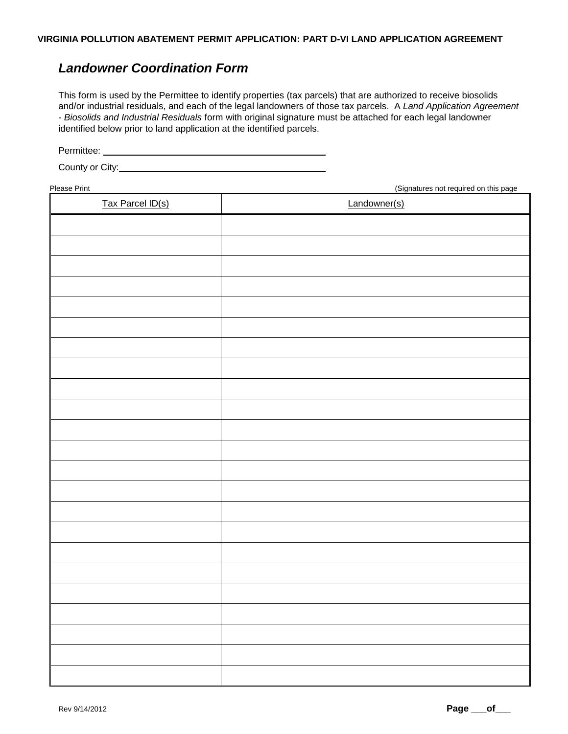**VIRGINIA POLLUTION ABATEMENT PERMIT APPLICATION: PART D-VI LAND APPLICATION AGREEMENT**

## *Landowner Coordination Form*

This form is used by the Permittee to identify properties (tax parcels) that are authorized to receive biosolids and/or industrial residuals, and each of the legal landowners of those tax parcels. A *Land Application Agreement - Biosolids and Industrial Residuals* form with original signature must be attached for each legal landowner identified below prior to land application at the identified parcels.

Permittee: ________________________________________

County or City: ________________________________________

Please Print (Signatures not required on this page

| Tax Parcel ID(s) | Landowner(s) |
|---|---|
| | |
| | |
| | |
| | |
| | |
| | |
| | |
| | |
| | |
| | |
| | |
| | |
| | |
| | |
| | |
| | |
| | |
| | |
| | |
| | |
| | |
| | |
| | |

Rev 9/14/2012

**Page \_\_\_of\_\_\_**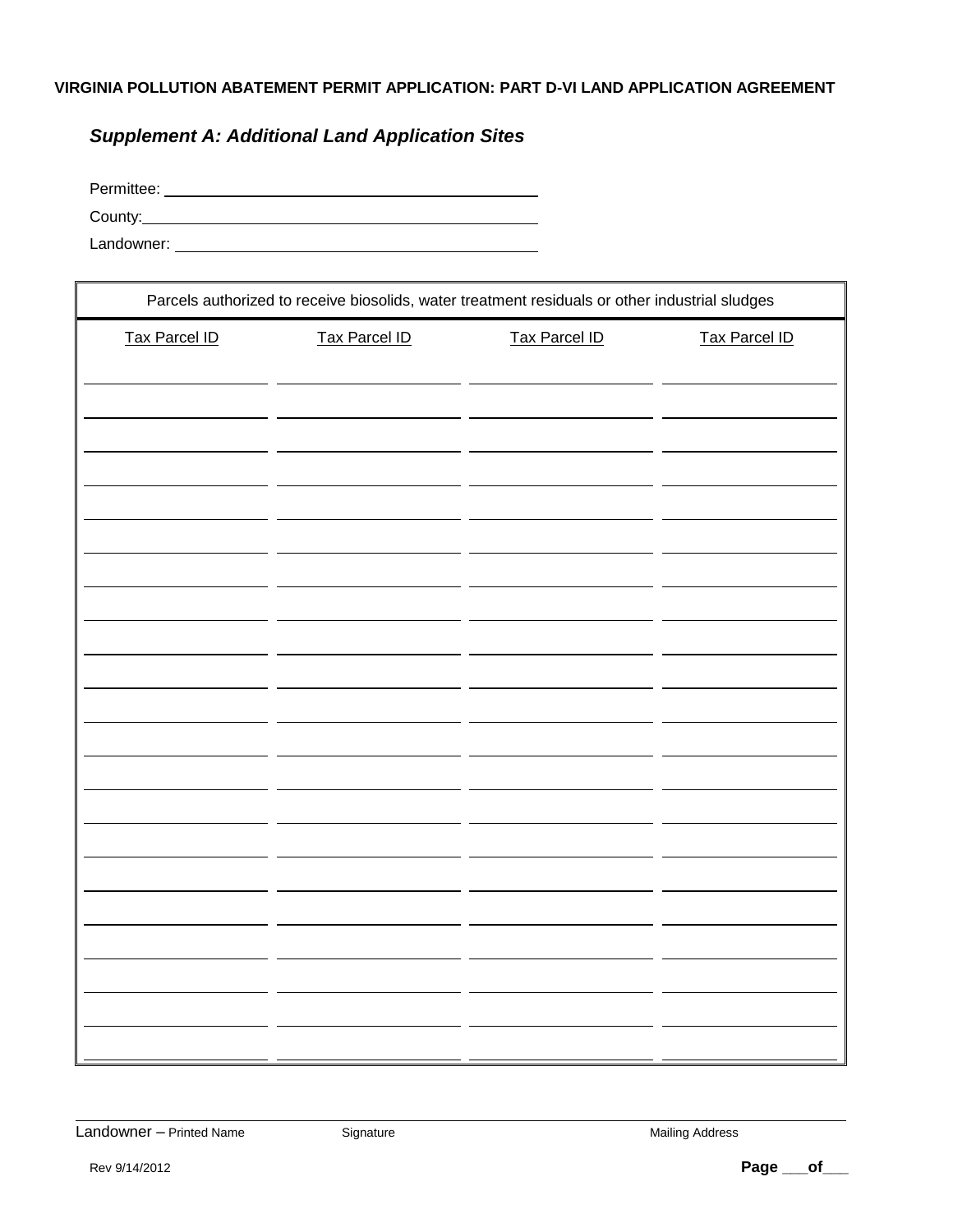**VIRGINIA POLLUTION ABATEMENT PERMIT APPLICATION: PART D-VI LAND APPLICATION AGREEMENT**

## *Supplement A: Additional Land Application Sites*

Permittee: ______________________________________

County: ______________________________________

Landowner: ______________________________________

| Parcels authorized to receive biosolids, water treatment residuals or other industrial sludges | | | |
|---|---|---|---|
| Tax Parcel ID | Tax Parcel ID | Tax Parcel ID | Tax Parcel ID |
| | | | |
| | | | |
| | | | |
| | | | |
| | | | |
| | | | |
| | | | |
| | | | |
| | | | |
| | | | |
| | | | |
| | | | |
| | | | |
| | | | |
| | | | |
| | | | |
| | | | |
| | | | |
| | | | |
| | | | |
| | | | |
| | | | |

______________________________________________________________________

Landowner – Printed Name          Signature          Mailing Address

Rev 9/14/2012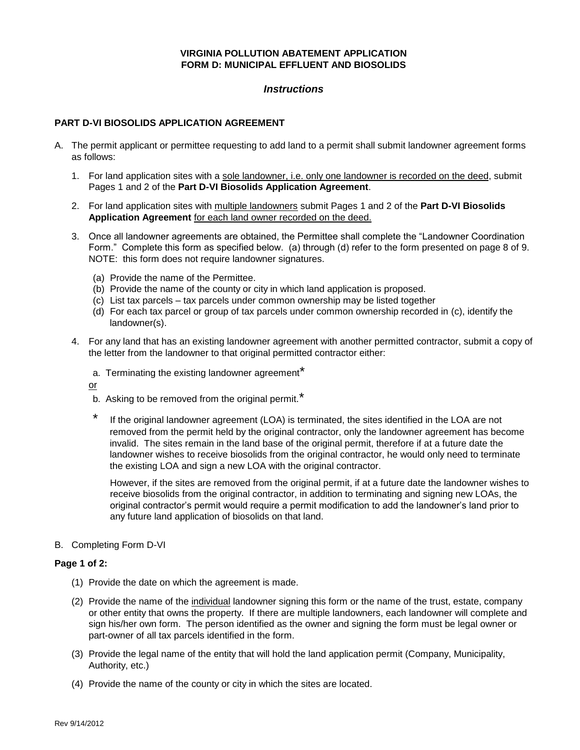**VIRGINIA POLLUTION ABATEMENT APPLICATION**
**FORM D: MUNICIPAL EFFLUENT AND BIOSOLIDS**

## *Instructions*

### PART D-VI BIOSOLIDS APPLICATION AGREEMENT

A. The permit applicant or permittee requesting to add land to a permit shall submit landowner agreement forms as follows:

1. For land application sites with a <u>sole landowner, i.e. only one landowner is recorded on the deed</u>, submit Pages 1 and 2 of the **Part D-VI Biosolids Application Agreement**.

2. For land application sites with <u>multiple landowners</u> submit Pages 1 and 2 of the **Part D-VI Biosolids Application Agreement** <u>for each land owner recorded on the deed.</u>

3. Once all landowner agreements are obtained, the Permittee shall complete the "Landowner Coordination Form." Complete this form as specified below. (a) through (d) refer to the form presented on page 8 of 9. NOTE: this form does not require landowner signatures.

   (a) Provide the name of the Permittee.
   (b) Provide the name of the county or city in which land application is proposed.
   (c) List tax parcels – tax parcels under common ownership may be listed together
   (d) For each tax parcel or group of tax parcels under common ownership recorded in (c), identify the landowner(s).

4. For any land that has an existing landowner agreement with another permitted contractor, submit a copy of the letter from the landowner to that original permitted contractor either:

   a. Terminating the existing landowner agreement*

   <u>or</u>

   b. Asking to be removed from the original permit.*

   \* If the original landowner agreement (LOA) is terminated, the sites identified in the LOA are not removed from the permit held by the original contractor, only the landowner agreement has become invalid. The sites remain in the land base of the original permit, therefore if at a future date the landowner wishes to receive biosolids from the original contractor, he would only need to terminate the existing LOA and sign a new LOA with the original contractor.

   However, if the sites are removed from the original permit, if at a future date the landowner wishes to receive biosolids from the original contractor, in addition to terminating and signing new LOAs, the original contractor's permit would require a permit modification to add the landowner's land prior to any future land application of biosolids on that land.

B. Completing Form D-VI

**Page 1 of 2:**

(1) Provide the date on which the agreement is made.

(2) Provide the name of the <u>individual</u> landowner signing this form or the name of the trust, estate, company or other entity that owns the property. If there are multiple landowners, each landowner will complete and sign his/her own form. The person identified as the owner and signing the form must be legal owner or part-owner of all tax parcels identified in the form.

(3) Provide the legal name of the entity that will hold the land application permit (Company, Municipality, Authority, etc.)

(4) Provide the name of the county or city in which the sites are located.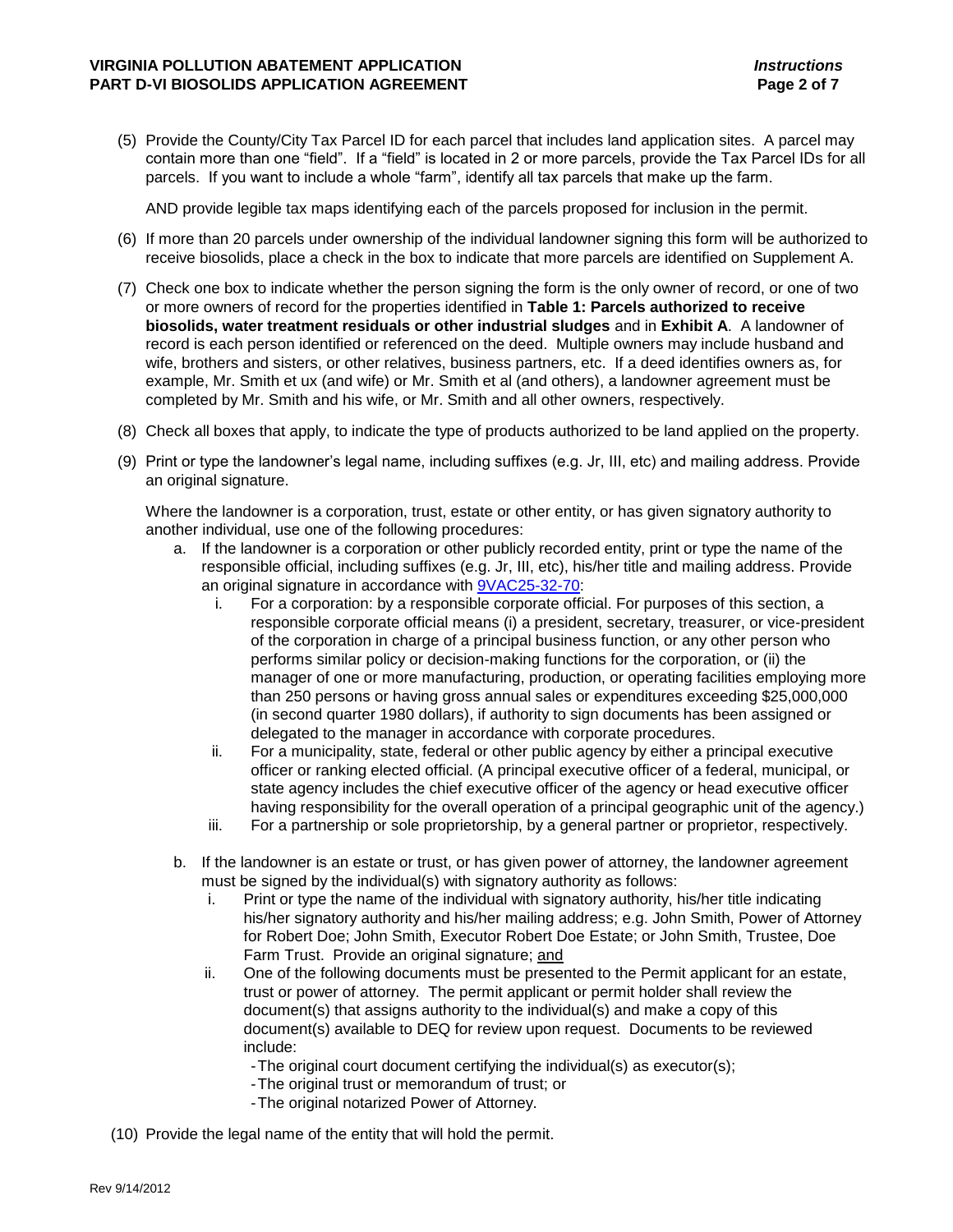(5) Provide the County/City Tax Parcel ID for each parcel that includes land application sites. A parcel may contain more than one "field". If a "field" is located in 2 or more parcels, provide the Tax Parcel IDs for all parcels. If you want to include a whole "farm", identify all tax parcels that make up the farm.

AND provide legible tax maps identifying each of the parcels proposed for inclusion in the permit.

(6) If more than 20 parcels under ownership of the individual landowner signing this form will be authorized to receive biosolids, place a check in the box to indicate that more parcels are identified on Supplement A.

(7) Check one box to indicate whether the person signing the form is the only owner of record, or one of two or more owners of record for the properties identified in **Table 1: Parcels authorized to receive biosolids, water treatment residuals or other industrial sludges** and in **Exhibit A**. A landowner of record is each person identified or referenced on the deed. Multiple owners may include husband and wife, brothers and sisters, or other relatives, business partners, etc. If a deed identifies owners as, for example, Mr. Smith et ux (and wife) or Mr. Smith et al (and others), a landowner agreement must be completed by Mr. Smith and his wife, or Mr. Smith and all other owners, respectively.

(8) Check all boxes that apply, to indicate the type of products authorized to be land applied on the property.

(9) Print or type the landowner's legal name, including suffixes (e.g. Jr, III, etc) and mailing address. Provide an original signature.

Where the landowner is a corporation, trust, estate or other entity, or has given signatory authority to another individual, use one of the following procedures:

a. If the landowner is a corporation or other publicly recorded entity, print or type the name of the responsible official, including suffixes (e.g. Jr, III, etc), his/her title and mailing address. Provide an original signature in accordance with 9VAC25-32-70:
   i. For a corporation: by a responsible corporate official. For purposes of this section, a responsible corporate official means (i) a president, secretary, treasurer, or vice-president of the corporation in charge of a principal business function, or any other person who performs similar policy or decision-making functions for the corporation, or (ii) the manager of one or more manufacturing, production, or operating facilities employing more than 250 persons or having gross annual sales or expenditures exceeding $25,000,000 (in second quarter 1980 dollars), if authority to sign documents has been assigned or delegated to the manager in accordance with corporate procedures.
   ii. For a municipality, state, federal or other public agency by either a principal executive officer or ranking elected official. (A principal executive officer of a federal, municipal, or state agency includes the chief executive officer of the agency or head executive officer having responsibility for the overall operation of a principal geographic unit of the agency.)
   iii. For a partnership or sole proprietorship, by a general partner or proprietor, respectively.

b. If the landowner is an estate or trust, or has given power of attorney, the landowner agreement must be signed by the individual(s) with signatory authority as follows:
   i. Print or type the name of the individual with signatory authority, his/her title indicating his/her signatory authority and his/her mailing address; e.g. John Smith, Power of Attorney for Robert Doe; John Smith, Executor Robert Doe Estate; or John Smith, Trustee, Doe Farm Trust. Provide an original signature; and
   ii. One of the following documents must be presented to the Permit applicant for an estate, trust or power of attorney. The permit applicant or permit holder shall review the document(s) that assigns authority to the individual(s) and make a copy of this document(s) available to DEQ for review upon request. Documents to be reviewed include:
      - The original court document certifying the individual(s) as executor(s);
      - The original trust or memorandum of trust; or
      - The original notarized Power of Attorney.

(10) Provide the legal name of the entity that will hold the permit.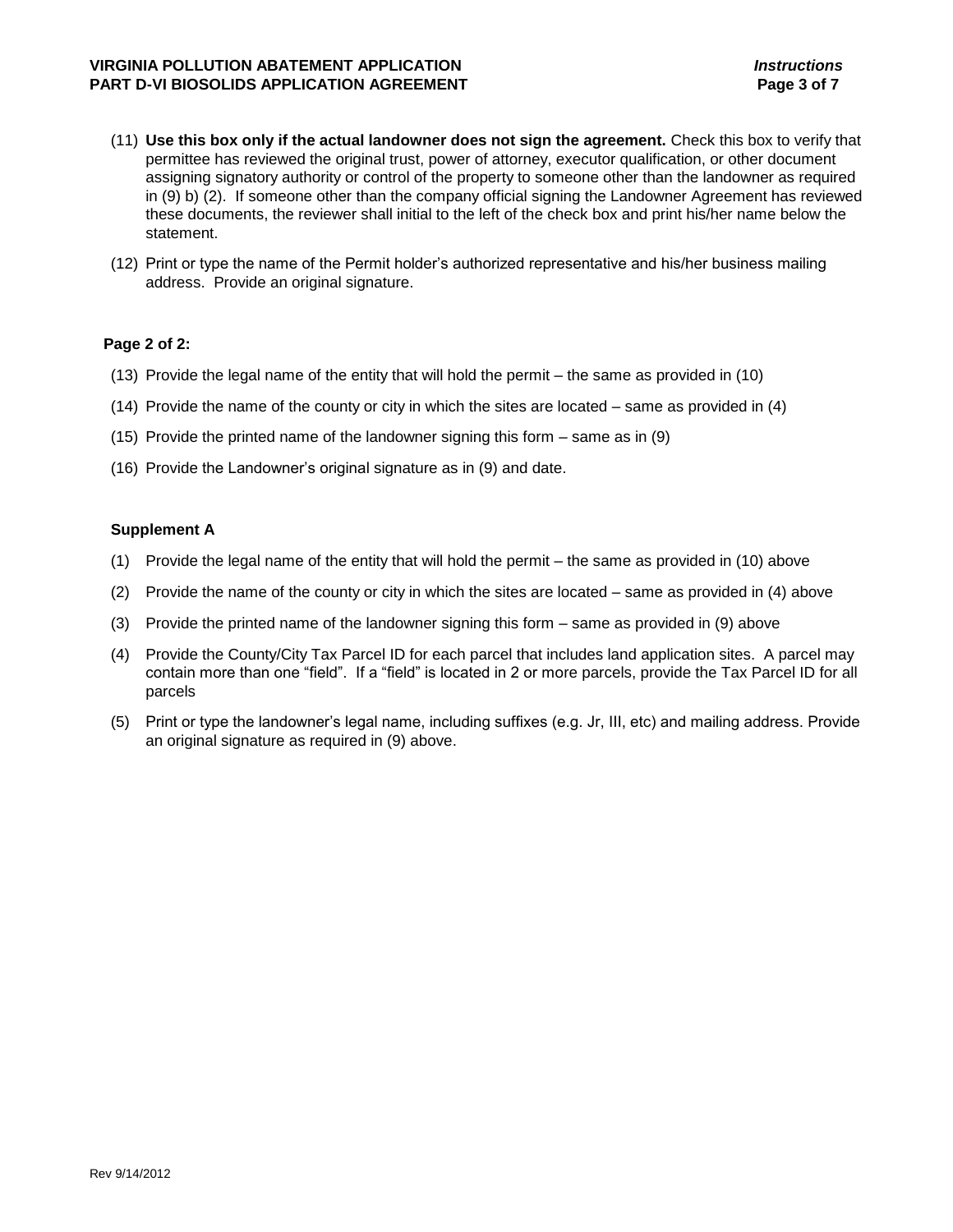(11) **Use this box only if the actual landowner does not sign the agreement.** Check this box to verify that permittee has reviewed the original trust, power of attorney, executor qualification, or other document assigning signatory authority or control of the property to someone other than the landowner as required in (9) b) (2). If someone other than the company official signing the Landowner Agreement has reviewed these documents, the reviewer shall initial to the left of the check box and print his/her name below the statement.

(12) Print or type the name of the Permit holder's authorized representative and his/her business mailing address. Provide an original signature.

**Page 2 of 2:**

(13) Provide the legal name of the entity that will hold the permit – the same as provided in (10)

(14) Provide the name of the county or city in which the sites are located – same as provided in (4)

(15) Provide the printed name of the landowner signing this form – same as in (9)

(16) Provide the Landowner's original signature as in (9) and date.

**Supplement A**

(1) Provide the legal name of the entity that will hold the permit – the same as provided in (10) above

(2) Provide the name of the county or city in which the sites are located – same as provided in (4) above

(3) Provide the printed name of the landowner signing this form – same as provided in (9) above

(4) Provide the County/City Tax Parcel ID for each parcel that includes land application sites. A parcel may contain more than one "field". If a "field" is located in 2 or more parcels, provide the Tax Parcel ID for all parcels

(5) Print or type the landowner's legal name, including suffixes (e.g. Jr, III, etc) and mailing address. Provide an original signature as required in (9) above.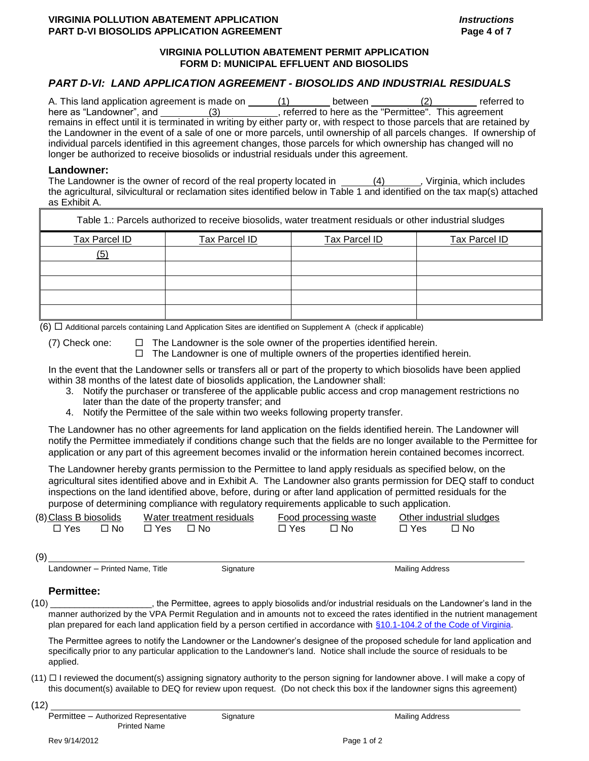**VIRGINIA POLLUTION ABATEMENT PERMIT APPLICATION**
**FORM D: MUNICIPAL EFFLUENT AND BIOSOLIDS**

## *PART D-VI: LAND APPLICATION AGREEMENT - BIOSOLIDS AND INDUSTRIAL RESIDUALS*

A. This land application agreement is made on ___(1)___ between ___(2)___ referred to here as "Landowner", and ___(3)___, referred to here as the "Permittee". This agreement remains in effect until it is terminated in writing by either party or, with respect to those parcels that are retained by the Landowner in the event of a sale of one or more parcels, until ownership of all parcels changes. If ownership of individual parcels identified in this agreement changes, those parcels for which ownership has changed will no longer be authorized to receive biosolids or industrial residuals under this agreement.

### Landowner:

The Landowner is the owner of record of the real property located in ___(4)___, Virginia, which includes the agricultural, silvicultural or reclamation sites identified below in Table 1 and identified on the tax map(s) attached as Exhibit A.

Table 1.: Parcels authorized to receive biosolids, water treatment residuals or other industrial sludges

| Tax Parcel ID | Tax Parcel ID | Tax Parcel ID | Tax Parcel ID |
|---|---|---|---|
| (5) | | | |
| | | | |
| | | | |
| | | | |
| | | | |

(6) ☐ Additional parcels containing Land Application Sites are identified on Supplement A (check if applicable)

(7) Check one:
☐ The Landowner is the sole owner of the properties identified herein.
☐ The Landowner is one of multiple owners of the properties identified herein.

In the event that the Landowner sells or transfers all or part of the property to which biosolids have been applied within 38 months of the latest date of biosolids application, the Landowner shall:

3. Notify the purchaser or transferee of the applicable public access and crop management restrictions no later than the date of the property transfer; and
4. Notify the Permittee of the sale within two weeks following property transfer.

The Landowner has no other agreements for land application on the fields identified herein. The Landowner will notify the Permittee immediately if conditions change such that the fields are no longer available to the Permittee for application or any part of this agreement becomes invalid or the information herein contained becomes incorrect.

The Landowner hereby grants permission to the Permittee to land apply residuals as specified below, on the agricultural sites identified above and in Exhibit A. The Landowner also grants permission for DEQ staff to conduct inspections on the land identified above, before, during or after land application of permitted residuals for the purpose of determining compliance with regulatory requirements applicable to such application.

(8)

| Class B biosolids | Water treatment residuals | Food processing waste | Other industrial sludges |
|---|---|---|---|
| ☐ Yes ☐ No | ☐ Yes ☐ No | ☐ Yes ☐ No | ☐ Yes ☐ No |

(9) ______________________________________________

Landowner – Printed Name, Title &nbsp;&nbsp;&nbsp; Signature &nbsp;&nbsp;&nbsp; Mailing Address

### Permittee:

(10) ____________________, the Permittee, agrees to apply biosolids and/or industrial residuals on the Landowner's land in the manner authorized by the VPA Permit Regulation and in amounts not to exceed the rates identified in the nutrient management plan prepared for each land application field by a person certified in accordance with §10.1-104.2 of the Code of Virginia.

The Permittee agrees to notify the Landowner or the Landowner's designee of the proposed schedule for land application and specifically prior to any particular application to the Landowner's land. Notice shall include the source of residuals to be applied.

(11) ☐ I reviewed the document(s) assigning signatory authority to the person signing for landowner above. I will make a copy of this document(s) available to DEQ for review upon request. (Do not check this box if the landowner signs this agreement)

(12) ______________________________________________

Permittee – Authorized Representative Printed Name &nbsp;&nbsp;&nbsp; Signature &nbsp;&nbsp;&nbsp; Mailing Address

Rev 9/14/2012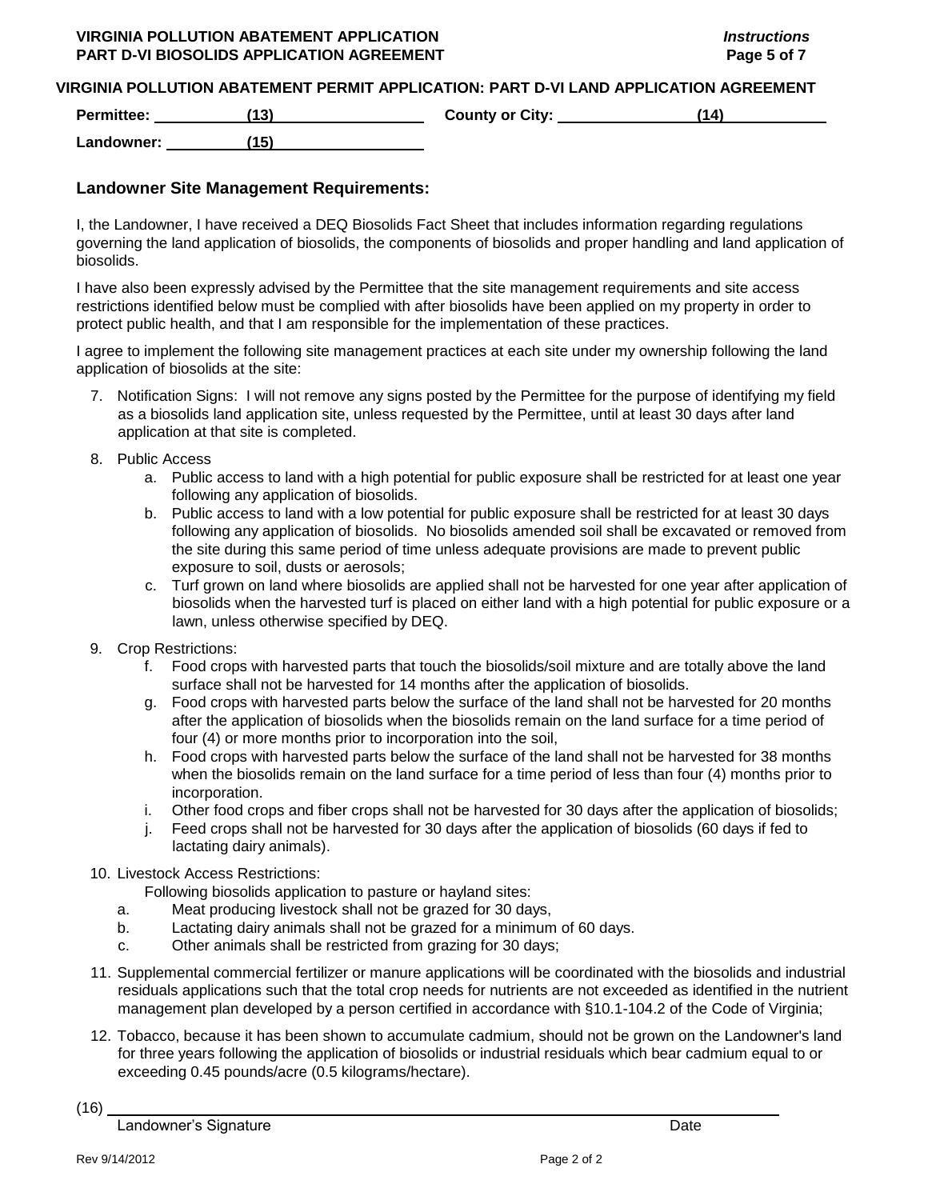## VIRGINIA POLLUTION ABATEMENT PERMIT APPLICATION: PART D-VI LAND APPLICATION AGREEMENT

**Permittee:** ____(13)____ **County or City:** ____(14)____

**Landowner:** ____(15)____

### Landowner Site Management Requirements:

I, the Landowner, I have received a DEQ Biosolids Fact Sheet that includes information regarding regulations governing the land application of biosolids, the components of biosolids and proper handling and land application of biosolids.

I have also been expressly advised by the Permittee that the site management requirements and site access restrictions identified below must be complied with after biosolids have been applied on my property in order to protect public health, and that I am responsible for the implementation of these practices.

I agree to implement the following site management practices at each site under my ownership following the land application of biosolids at the site:

7. Notification Signs: I will not remove any signs posted by the Permittee for the purpose of identifying my field as a biosolids land application site, unless requested by the Permittee, until at least 30 days after land application at that site is completed.
8. Public Access
   a. Public access to land with a high potential for public exposure shall be restricted for at least one year following any application of biosolids.
   b. Public access to land with a low potential for public exposure shall be restricted for at least 30 days following any application of biosolids. No biosolids amended soil shall be excavated or removed from the site during this same period of time unless adequate provisions are made to prevent public exposure to soil, dusts or aerosols;
   c. Turf grown on land where biosolids are applied shall not be harvested for one year after application of biosolids when the harvested turf is placed on either land with a high potential for public exposure or a lawn, unless otherwise specified by DEQ.
9. Crop Restrictions:
   f. Food crops with harvested parts that touch the biosolids/soil mixture and are totally above the land surface shall not be harvested for 14 months after the application of biosolids.
   g. Food crops with harvested parts below the surface of the land shall not be harvested for 20 months after the application of biosolids when the biosolids remain on the land surface for a time period of four (4) or more months prior to incorporation into the soil,
   h. Food crops with harvested parts below the surface of the land shall not be harvested for 38 months when the biosolids remain on the land surface for a time period of less than four (4) months prior to incorporation.
   i. Other food crops and fiber crops shall not be harvested for 30 days after the application of biosolids;
   j. Feed crops shall not be harvested for 30 days after the application of biosolids (60 days if fed to lactating dairy animals).
10. Livestock Access Restrictions:
    Following biosolids application to pasture or hayland sites:
    a. Meat producing livestock shall not be grazed for 30 days,
    b. Lactating dairy animals shall not be grazed for a minimum of 60 days.
    c. Other animals shall be restricted from grazing for 30 days;
11. Supplemental commercial fertilizer or manure applications will be coordinated with the biosolids and industrial residuals applications such that the total crop needs for nutrients are not exceeded as identified in the nutrient management plan developed by a person certified in accordance with §10.1-104.2 of the Code of Virginia;
12. Tobacco, because it has been shown to accumulate cadmium, should not be grown on the Landowner's land for three years following the application of biosolids or industrial residuals which bear cadmium equal to or exceeding 0.45 pounds/acre (0.5 kilograms/hectare).

(16) ______________________________________________

Landowner's Signature Date

Rev 9/14/2012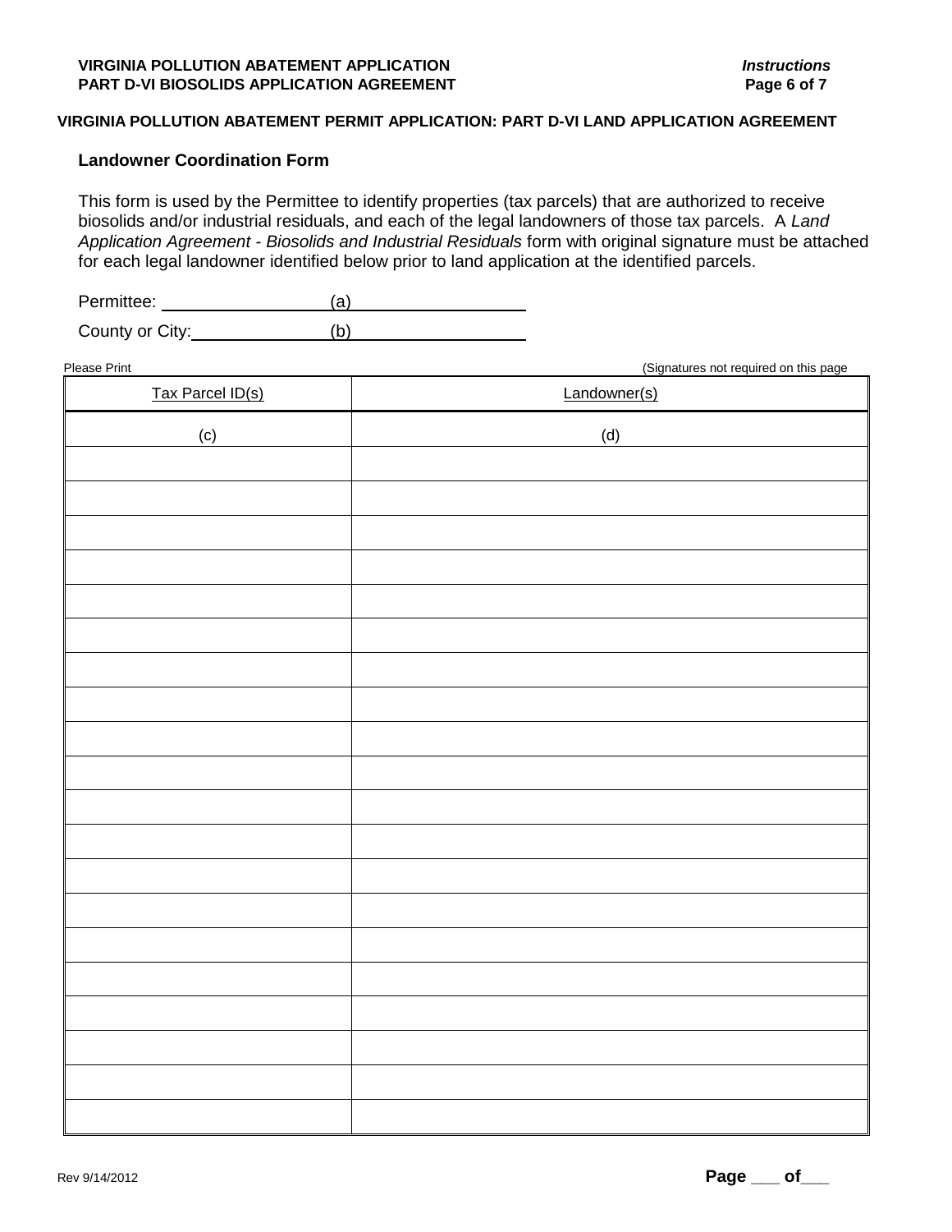## VIRGINIA POLLUTION ABATEMENT PERMIT APPLICATION: PART D-VI LAND APPLICATION AGREEMENT

### Landowner Coordination Form

This form is used by the Permittee to identify properties (tax parcels) that are authorized to receive biosolids and/or industrial residuals, and each of the legal landowners of those tax parcels. A *Land Application Agreement - Biosolids and Industrial Residuals* form with original signature must be attached for each legal landowner identified below prior to land application at the identified parcels.

Permittee: (a)

County or City: (b)

Please Print (Signatures not required on this page

| Tax Parcel ID(s) | Landowner(s) |
|---|---|
| (c) | (d) |
| | |
| | |
| | |
| | |
| | |
| | |
| | |
| | |
| | |
| | |
| | |
| | |
| | |
| | |
| | |
| | |
| | |
| | |
| | |
| | |

Rev 9/14/2012

**Page ___ of___**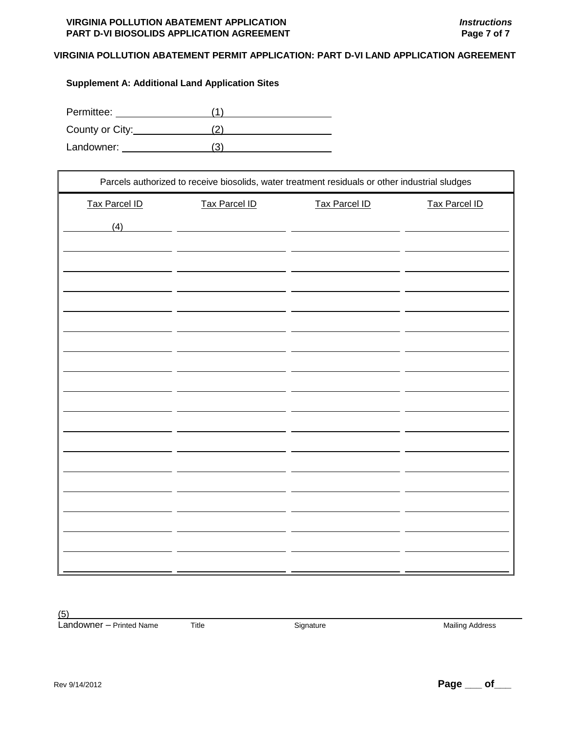## VIRGINIA POLLUTION ABATEMENT PERMIT APPLICATION: PART D-VI LAND APPLICATION AGREEMENT

**Supplement A: Additional Land Application Sites**

Permittee: (1)

County or City: (2)

Landowner: (3)

| Parcels authorized to receive biosolids, water treatment residuals or other industrial sludges | | | |
|---|---|---|---|
| Tax Parcel ID | Tax Parcel ID | Tax Parcel ID | Tax Parcel ID |
| (4) | | | |
| | | | |
| | | | |
| | | | |
| | | | |
| | | | |
| | | | |
| | | | |
| | | | |
| | | | |
| | | | |
| | | | |
| | | | |
| | | | |
| | | | |
| | | | |
| | | | |
| | | | |

(5)

Landowner – Printed Name    Title    Signature    Mailing Address

Rev 9/14/2012

Page ___ of___